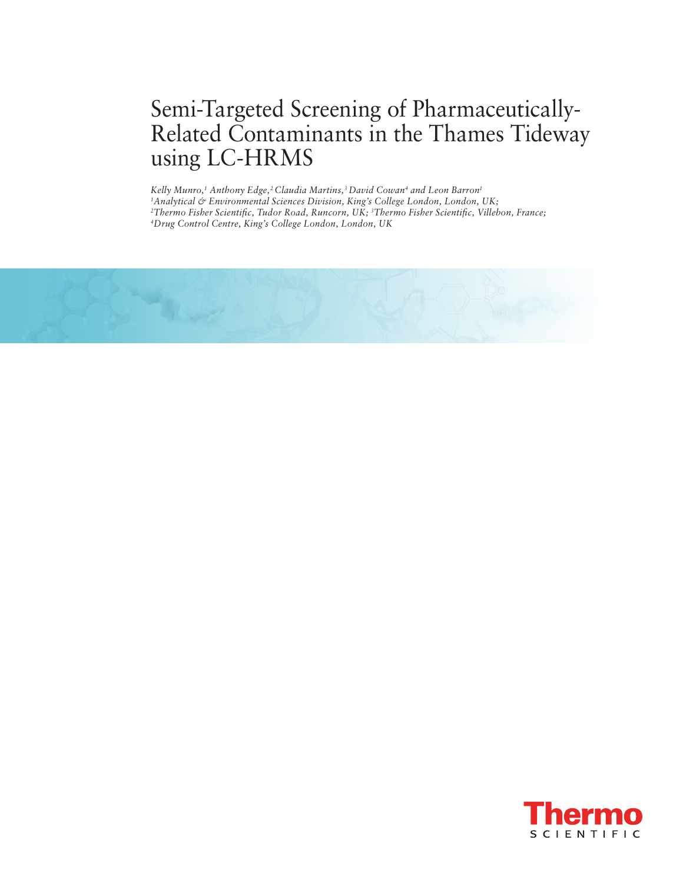# Semi-Targeted Screening of Pharmaceutically-Related Contaminants in the Thames Tideway using LC-HRMS

*Kelly Munro,[1] Anthony Edge,[2] Claudia Martins,[3] David Cowan[4] and Leon Barron[1]*
*[1]Analytical & Environmental Sciences Division, King's College London, London, UK;*
*[2]Thermo Fisher Scientific, Tudor Road, Runcorn, UK; [3]Thermo Fisher Scientific, Villebon, France;*
*[4]Drug Control Centre, King's College London, London, UK*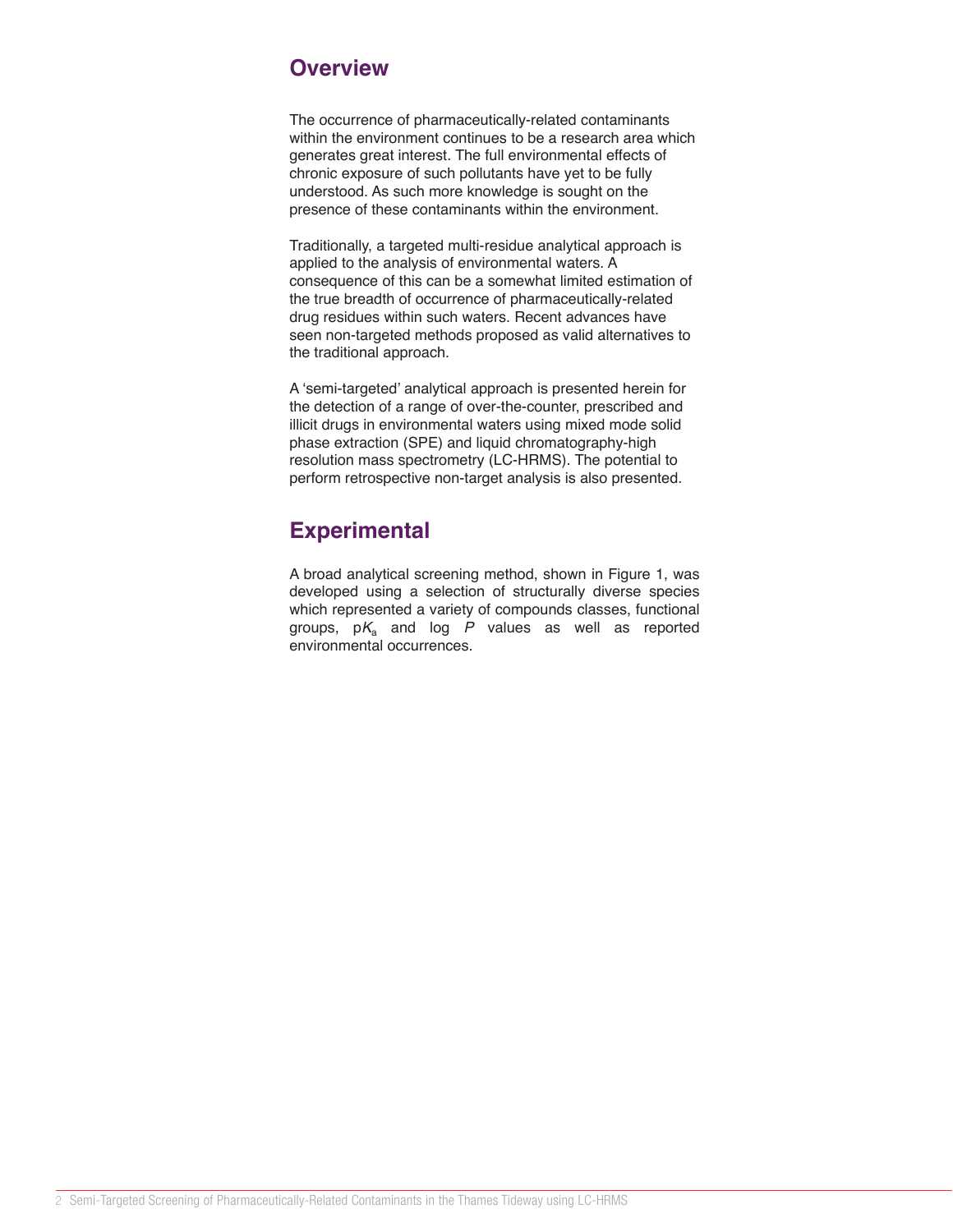## Overview

The occurrence of pharmaceutically-related contaminants within the environment continues to be a research area which generates great interest. The full environmental effects of chronic exposure of such pollutants have yet to be fully understood. As such more knowledge is sought on the presence of these contaminants within the environment.

Traditionally, a targeted multi-residue analytical approach is applied to the analysis of environmental waters. A consequence of this can be a somewhat limited estimation of the true breadth of occurrence of pharmaceutically-related drug residues within such waters. Recent advances have seen non-targeted methods proposed as valid alternatives to the traditional approach.

A 'semi-targeted' analytical approach is presented herein for the detection of a range of over-the-counter, prescribed and illicit drugs in environmental waters using mixed mode solid phase extraction (SPE) and liquid chromatography-high resolution mass spectrometry (LC-HRMS). The potential to perform retrospective non-target analysis is also presented.

## Experimental

A broad analytical screening method, shown in Figure 1, was developed using a selection of structurally diverse species which represented a variety of compounds classes, functional groups, p$K_a$ and log $P$ values as well as reported environmental occurrences.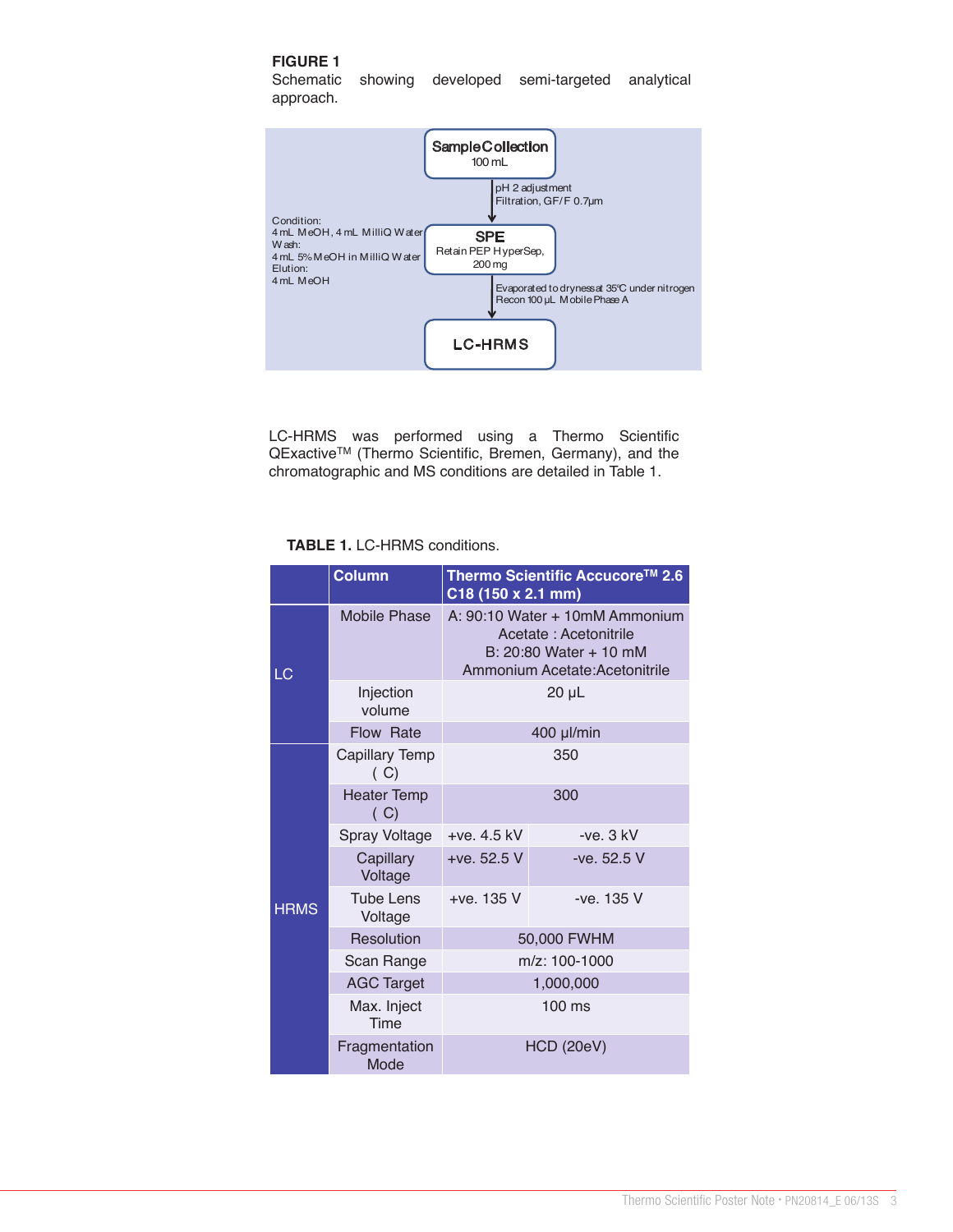**FIGURE 1**
Schematic showing developed semi-targeted analytical approach.

Sample Collection
100 mL

pH 2 adjustment
Filtration, GF/F 0.7µm

Condition:
4 mL MeOH, 4 mL MilliQ Water
Wash:
4 mL 5% MeOH in MilliQ Water
Elution:
4 mL MeOH

SPE
Retain PEP HyperSep, 200 mg

Evaporated to dryness at 35°C under nitrogen
Recon 100 µL Mobile Phase A

LC-HRMS

LC-HRMS was performed using a Thermo Scientific QExactive™ (Thermo Scientific, Bremen, Germany), and the chromatographic and MS conditions are detailed in Table 1.

**TABLE 1.** LC-HRMS conditions.

| | Column | Thermo Scientific Accucore™ 2.6 C18 (150 x 2.1 mm) | |
|---|---|---|---|
| LC | Mobile Phase | A: 90:10 Water + 10mM Ammonium Acetate : Acetonitrile<br>B: 20:80 Water + 10 mM Ammonium Acetate:Acetonitrile | |
| | Injection volume | 20 µL | |
| | Flow Rate | 400 µl/min | |
| HRMS | Capillary Temp ( C) | 350 | |
| | Heater Temp ( C) | 300 | |
| | Spray Voltage | +ve. 4.5 kV | -ve. 3 kV |
| | Capillary Voltage | +ve. 52.5 V | -ve. 52.5 V |
| | Tube Lens Voltage | +ve. 135 V | -ve. 135 V |
| | Resolution | 50,000 FWHM | |
| | Scan Range | m/z: 100-1000 | |
| | AGC Target | 1,000,000 | |
| | Max. Inject Time | 100 ms | |
| | Fragmentation Mode | HCD (20eV) | |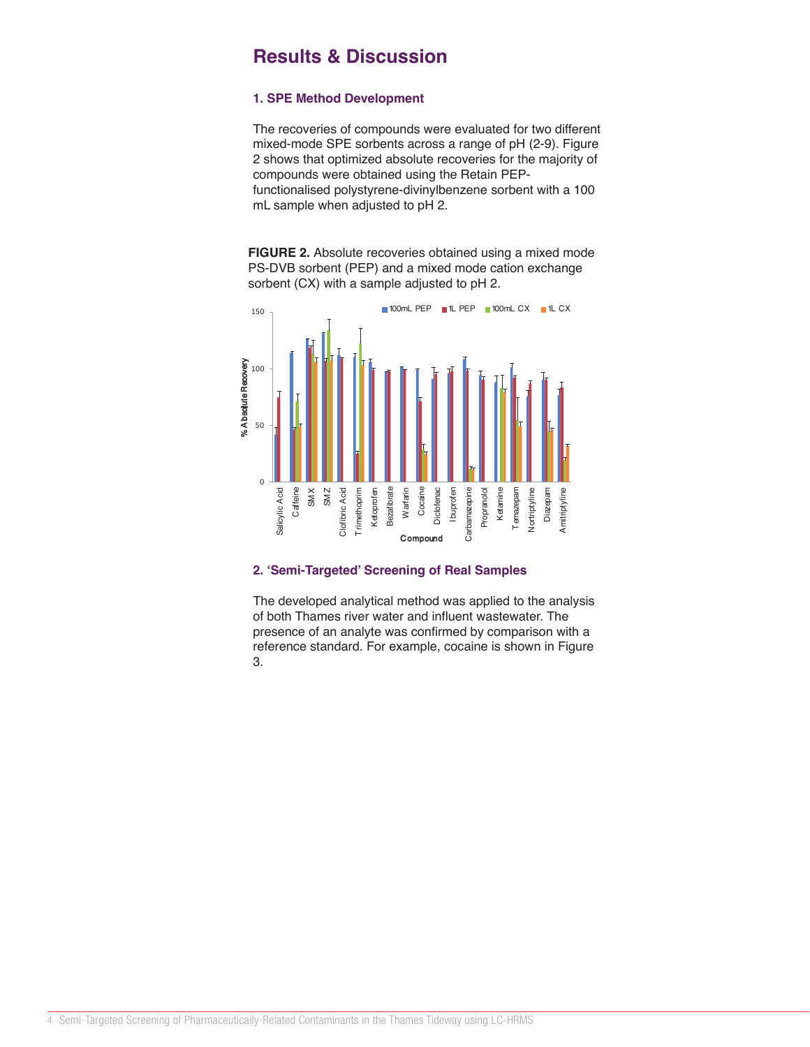# Results & Discussion

### 1. SPE Method Development

The recoveries of compounds were evaluated for two different mixed-mode SPE sorbents across a range of pH (2-9). Figure 2 shows that optimized absolute recoveries for the majority of compounds were obtained using the Retain PEP-functionalised polystyrene-divinylbenzene sorbent with a 100 mL sample when adjusted to pH 2.

**FIGURE 2.** Absolute recoveries obtained using a mixed mode PS-DVB sorbent (PEP) and a mixed mode cation exchange sorbent (CX) with a sample adjusted to pH 2.

### 2. 'Semi-Targeted' Screening of Real Samples

The developed analytical method was applied to the analysis of both Thames river water and influent wastewater. The presence of an analyte was confirmed by comparison with a reference standard. For example, cocaine is shown in Figure 3.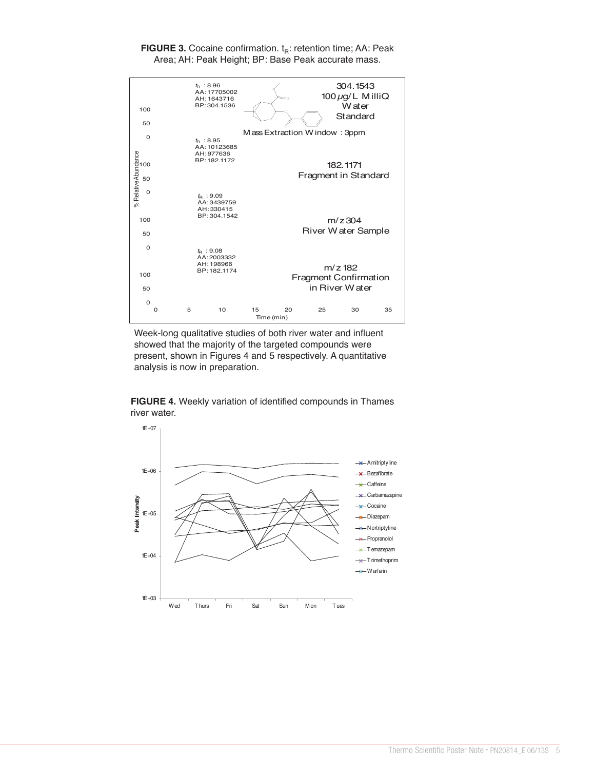**FIGURE 3.** Cocaine confirmation. $t_R$: retention time; AA: Peak Area; AH: Peak Height; BP: Base Peak accurate mass.

Week-long qualitative studies of both river water and influent showed that the majority of the targeted compounds were present, shown in Figures 4 and 5 respectively. A quantitative analysis is now in preparation.

**FIGURE 4.** Weekly variation of identified compounds in Thames river water.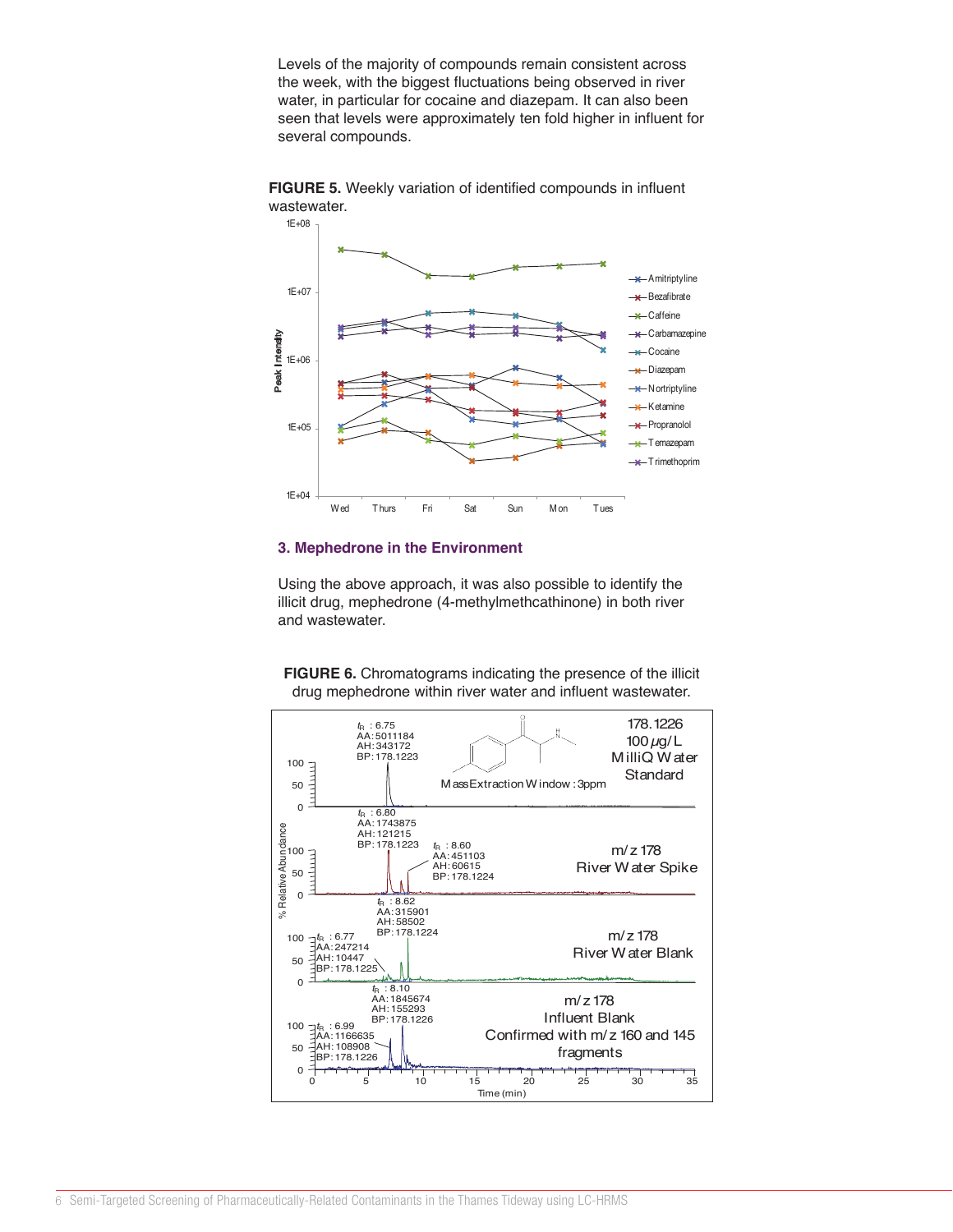Levels of the majority of compounds remain consistent across the week, with the biggest fluctuations being observed in river water, in particular for cocaine and diazepam. It can also been seen that levels were approximately ten fold higher in influent for several compounds.

**FIGURE 5.** Weekly variation of identified compounds in influent wastewater.

### 3. Mephedrone in the Environment

Using the above approach, it was also possible to identify the illicit drug, mephedrone (4-methylmethcathinone) in both river and wastewater.

**FIGURE 6.** Chromatograms indicating the presence of the illicit drug mephedrone within river water and influent wastewater.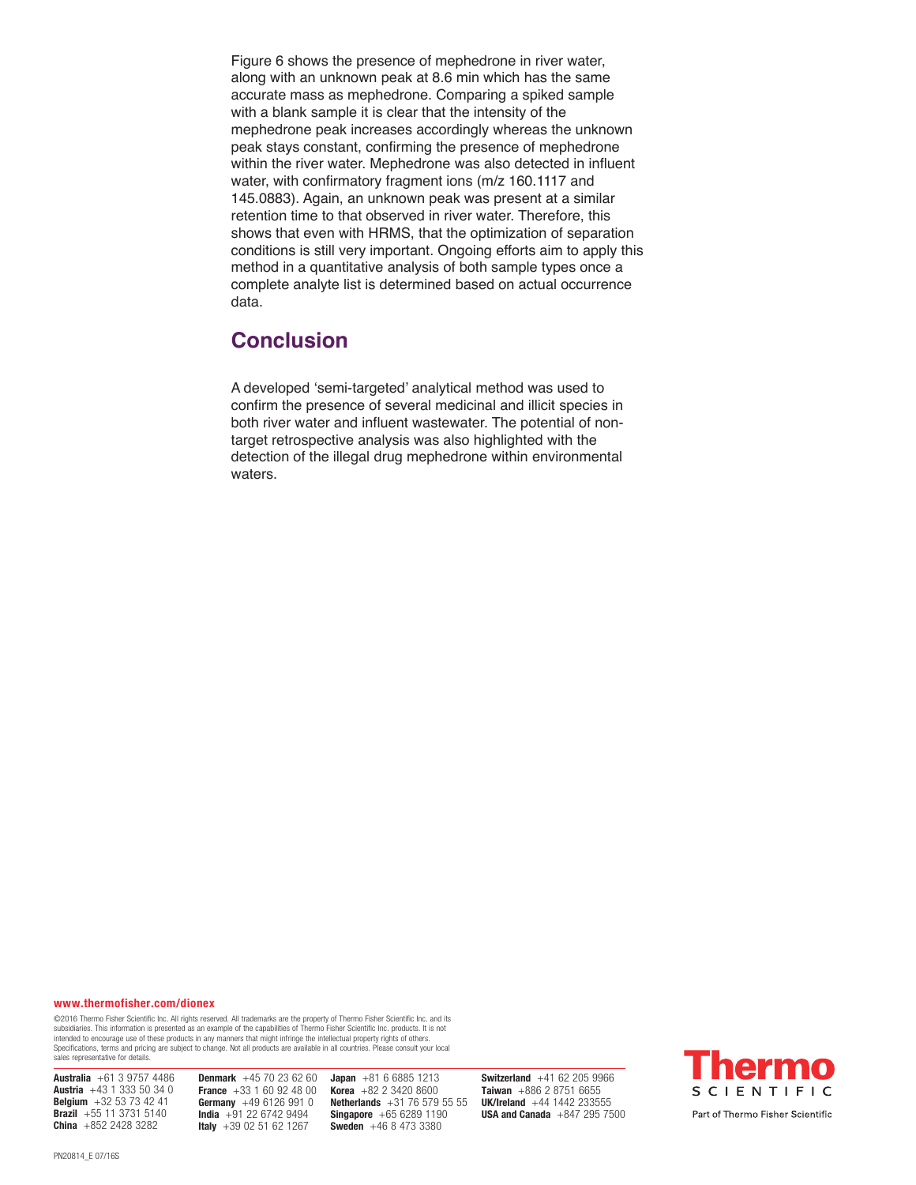Figure 6 shows the presence of mephedrone in river water, along with an unknown peak at 8.6 min which has the same accurate mass as mephedrone. Comparing a spiked sample with a blank sample it is clear that the intensity of the mephedrone peak increases accordingly whereas the unknown peak stays constant, confirming the presence of mephedrone within the river water. Mephedrone was also detected in influent water, with confirmatory fragment ions (m/z 160.1117 and 145.0883). Again, an unknown peak was present at a similar retention time to that observed in river water. Therefore, this shows that even with HRMS, that the optimization of separation conditions is still very important. Ongoing efforts aim to apply this method in a quantitative analysis of both sample types once a complete analyte list is determined based on actual occurrence data.

## Conclusion

A developed 'semi-targeted' analytical method was used to confirm the presence of several medicinal and illicit species in both river water and influent wastewater. The potential of non-target retrospective analysis was also highlighted with the detection of the illegal drug mephedrone within environmental waters.

**www.thermofisher.com/dionex**

©2016 Thermo Fisher Scientific Inc. All rights reserved. All trademarks are the property of Thermo Fisher Scientific Inc. and its subsidiaries. This information is presented as an example of the capabilities of Thermo Fisher Scientific Inc. products. It is not intended to encourage use of these products in any manners that might infringe the intellectual property rights of others. Specifications, terms and pricing are subject to change. Not all products are available in all countries. Please consult your local sales representative for details.

**Australia** +61 3 9757 4486
**Austria** +43 1 333 50 34 0
**Belgium** +32 53 73 42 41
**Brazil** +55 11 3731 5140
**China** +852 2428 3282
**Denmark** +45 70 23 62 60
**France** +33 1 60 92 48 00
**Germany** +49 6126 991 0
**India** +91 22 6742 9494
**Italy** +39 02 51 62 1267
**Japan** +81 6 6885 1213
**Korea** +82 2 3420 8600
**Netherlands** +31 76 579 55 55
**Singapore** +65 6289 1190
**Sweden** +46 8 473 3380
**Switzerland** +41 62 205 9966
**Taiwan** +886 2 8751 6655
**UK/Ireland** +44 1442 233555
**USA and Canada** +847 295 7500

Thermo SCIENTIFIC
Part of Thermo Fisher Scientific

PN20814_E 07/16S